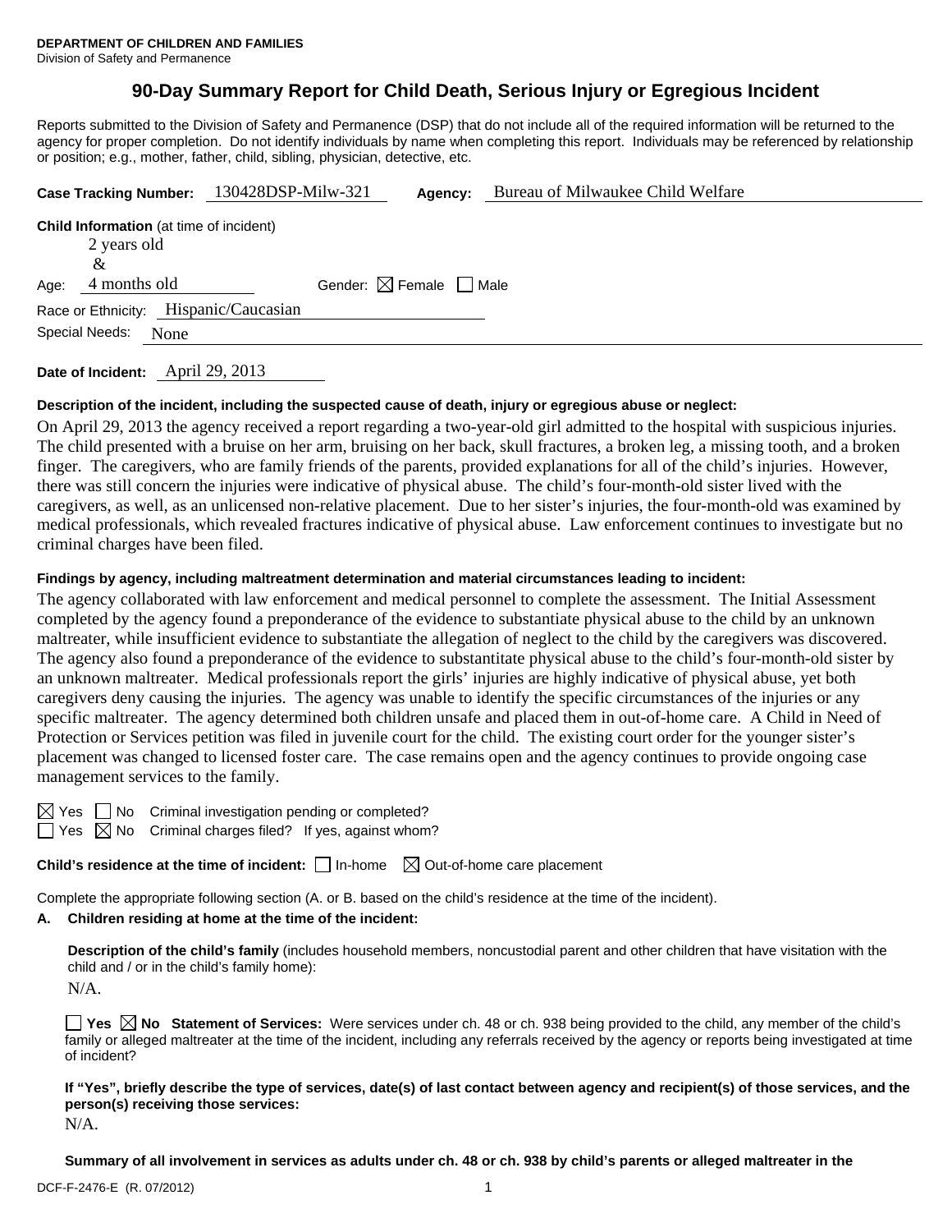**DEPARTMENT OF CHILDREN AND FAMILIES**
Division of Safety and Permanence

# 90-Day Summary Report for Child Death, Serious Injury or Egregious Incident

Reports submitted to the Division of Safety and Permanence (DSP) that do not include all of the required information will be returned to the agency for proper completion. Do not identify individuals by name when completing this report. Individuals may be referenced by relationship or position; e.g., mother, father, child, sibling, physician, detective, etc.

**Case Tracking Number:** 130428DSP-Milw-321 **Agency:** Bureau of Milwaukee Child Welfare

**Child Information** (at time of incident)

Age: 2 years old & 4 months old Gender: ☒ Female ☐ Male

Race or Ethnicity: Hispanic/Caucasian

Special Needs: None

**Date of Incident:** April 29, 2013

**Description of the incident, including the suspected cause of death, injury or egregious abuse or neglect:**

On April 29, 2013 the agency received a report regarding a two-year-old girl admitted to the hospital with suspicious injuries. The child presented with a bruise on her arm, bruising on her back, skull fractures, a broken leg, a missing tooth, and a broken finger. The caregivers, who are family friends of the parents, provided explanations for all of the child's injuries. However, there was still concern the injuries were indicative of physical abuse. The child's four-month-old sister lived with the caregivers, as well, as an unlicensed non-relative placement. Due to her sister's injuries, the four-month-old was examined by medical professionals, which revealed fractures indicative of physical abuse. Law enforcement continues to investigate but no criminal charges have been filed.

**Findings by agency, including maltreatment determination and material circumstances leading to incident:**

The agency collaborated with law enforcement and medical personnel to complete the assessment. The Initial Assessment completed by the agency found a preponderance of the evidence to substantiate physical abuse to the child by an unknown maltreater, while insufficient evidence to substantiate the allegation of neglect to the child by the caregivers was discovered. The agency also found a preponderance of the evidence to substantitate physical abuse to the child's four-month-old sister by an unknown maltreater. Medical professionals report the girls' injuries are highly indicative of physical abuse, yet both caregivers deny causing the injuries. The agency was unable to identify the specific circumstances of the injuries or any specific maltreater. The agency determined both children unsafe and placed them in out-of-home care. A Child in Need of Protection or Services petition was filed in juvenile court for the child. The existing court order for the younger sister's placement was changed to licensed foster care. The case remains open and the agency continues to provide ongoing case management services to the family.

☒ Yes ☐ No Criminal investigation pending or completed?

☐ Yes ☒ No Criminal charges filed? If yes, against whom?

**Child's residence at the time of incident:** ☐ In-home ☒ Out-of-home care placement

Complete the appropriate following section (A. or B. based on the child's residence at the time of the incident).

**A. Children residing at home at the time of the incident:**

**Description of the child's family** (includes household members, noncustodial parent and other children that have visitation with the child and / or in the child's family home):

N/A.

☐ **Yes** ☒ **No Statement of Services:** Were services under ch. 48 or ch. 938 being provided to the child, any member of the child's family or alleged maltreater at the time of the incident, including any referrals received by the agency or reports being investigated at time of incident?

**If "Yes", briefly describe the type of services, date(s) of last contact between agency and recipient(s) of those services, and the person(s) receiving those services:**

N/A.

**Summary of all involvement in services as adults under ch. 48 or ch. 938 by child's parents or alleged maltreater in the**

DCF-F-2476-E (R. 07/2012)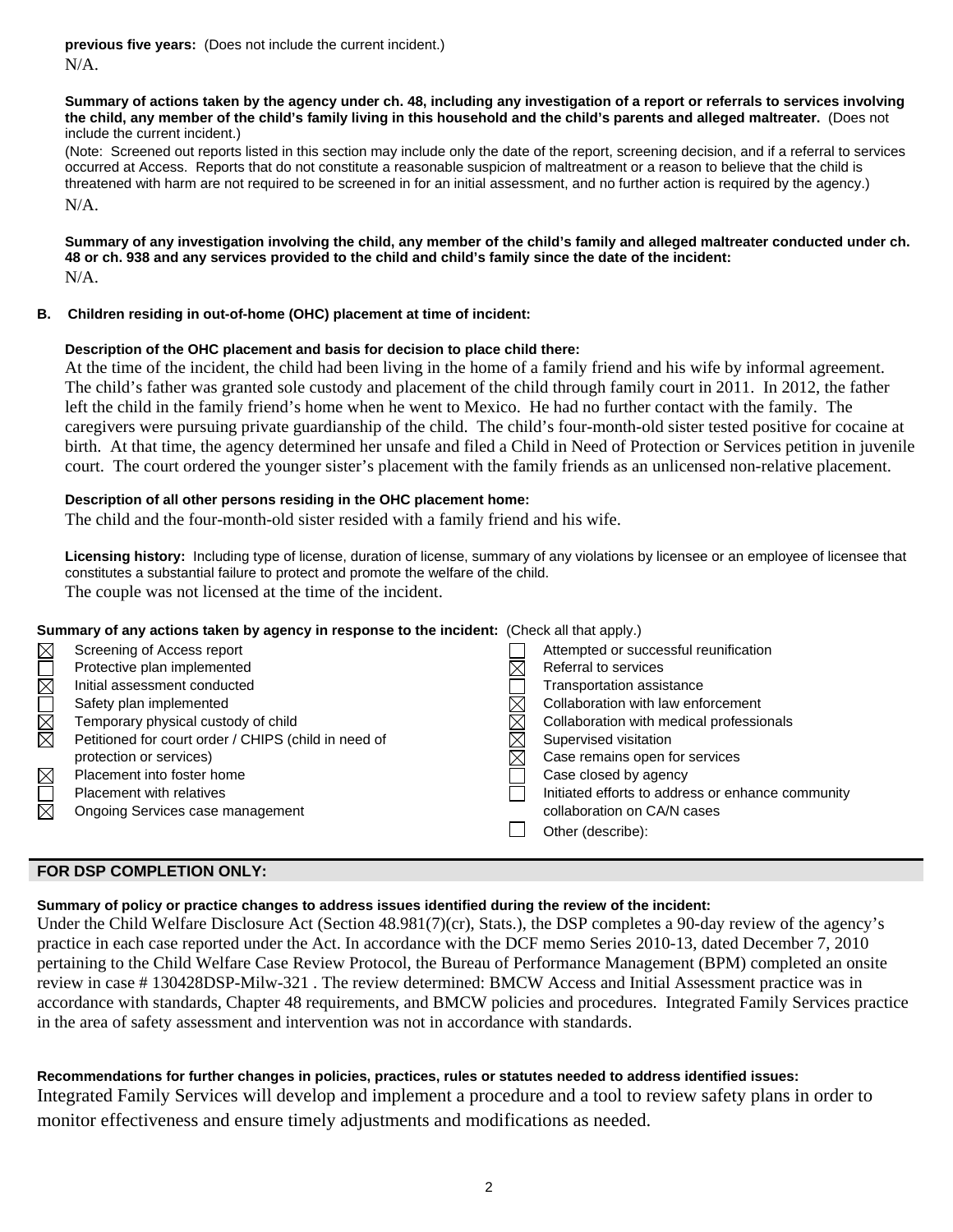**previous five years:** (Does not include the current incident.)

N/A.

**Summary of actions taken by the agency under ch. 48, including any investigation of a report or referrals to services involving the child, any member of the child's family living in this household and the child's parents and alleged maltreater.** (Does not include the current incident.)

(Note: Screened out reports listed in this section may include only the date of the report, screening decision, and if a referral to services occurred at Access. Reports that do not constitute a reasonable suspicion of maltreatment or a reason to believe that the child is threatened with harm are not required to be screened in for an initial assessment, and no further action is required by the agency.)

N/A.

**Summary of any investigation involving the child, any member of the child's family and alleged maltreater conducted under ch. 48 or ch. 938 and any services provided to the child and child's family since the date of the incident:**

N/A.

**B. Children residing in out-of-home (OHC) placement at time of incident:**

**Description of the OHC placement and basis for decision to place child there:**

At the time of the incident, the child had been living in the home of a family friend and his wife by informal agreement. The child's father was granted sole custody and placement of the child through family court in 2011. In 2012, the father left the child in the family friend's home when he went to Mexico. He had no further contact with the family. The caregivers were pursuing private guardianship of the child. The child's four-month-old sister tested positive for cocaine at birth. At that time, the agency determined her unsafe and filed a Child in Need of Protection or Services petition in juvenile court. The court ordered the younger sister's placement with the family friends as an unlicensed non-relative placement.

**Description of all other persons residing in the OHC placement home:**

The child and the four-month-old sister resided with a family friend and his wife.

**Licensing history:** Including type of license, duration of license, summary of any violations by licensee or an employee of licensee that constitutes a substantial failure to protect and promote the welfare of the child.

The couple was not licensed at the time of the incident.

**Summary of any actions taken by agency in response to the incident:** (Check all that apply.)

- ☒ Screening of Access report
- ☐ Protective plan implemented
- ☒ Initial assessment conducted
- ☐ Safety plan implemented
- ☒ Temporary physical custody of child
- ☒ Petitioned for court order / CHIPS (child in need of protection or services)
- ☒ Placement into foster home
- ☐ Placement with relatives
- ☒ Ongoing Services case management
- ☐ Attempted or successful reunification
- ☒ Referral to services
- ☐ Transportation assistance
- ☒ Collaboration with law enforcement
- ☒ Collaboration with medical professionals
- ☒ Supervised visitation
- ☒ Case remains open for services
- ☐ Case closed by agency
- ☐ Initiated efforts to address or enhance community collaboration on CA/N cases
- ☐ Other (describe):

## FOR DSP COMPLETION ONLY:

**Summary of policy or practice changes to address issues identified during the review of the incident:**

Under the Child Welfare Disclosure Act (Section 48.981(7)(cr), Stats.), the DSP completes a 90-day review of the agency's practice in each case reported under the Act. In accordance with the DCF memo Series 2010-13, dated December 7, 2010 pertaining to the Child Welfare Case Review Protocol, the Bureau of Performance Management (BPM) completed an onsite review in case # 130428DSP-Milw-321 . The review determined: BMCW Access and Initial Assessment practice was in accordance with standards, Chapter 48 requirements, and BMCW policies and procedures. Integrated Family Services practice in the area of safety assessment and intervention was not in accordance with standards.

**Recommendations for further changes in policies, practices, rules or statutes needed to address identified issues:**

Integrated Family Services will develop and implement a procedure and a tool to review safety plans in order to monitor effectiveness and ensure timely adjustments and modifications as needed.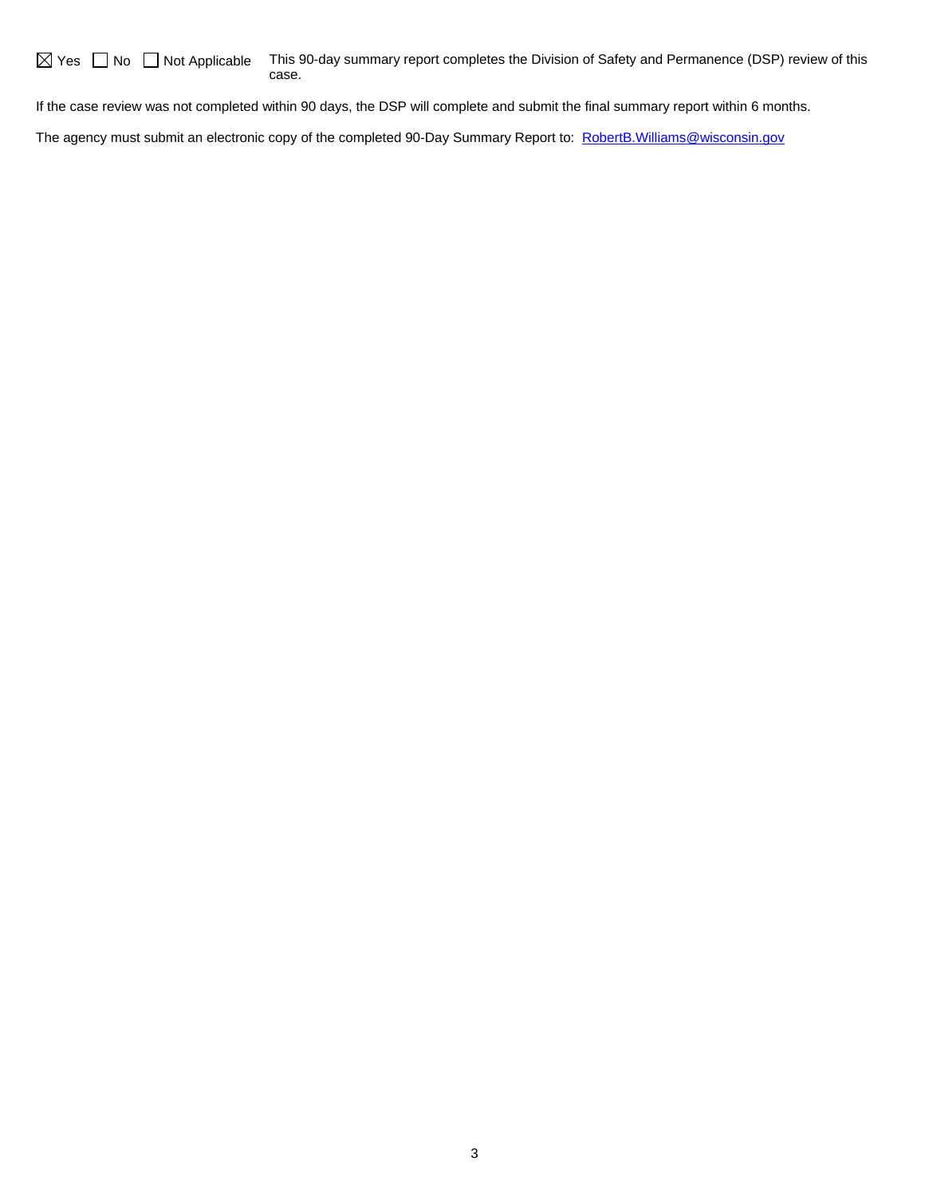☒ Yes ☐ No ☐ Not Applicable This 90-day summary report completes the Division of Safety and Permanence (DSP) review of this case.

If the case review was not completed within 90 days, the DSP will complete and submit the final summary report within 6 months.

The agency must submit an electronic copy of the completed 90-Day Summary Report to: [RobertB.Williams@wisconsin.gov](mailto:RobertB.Williams@wisconsin.gov)